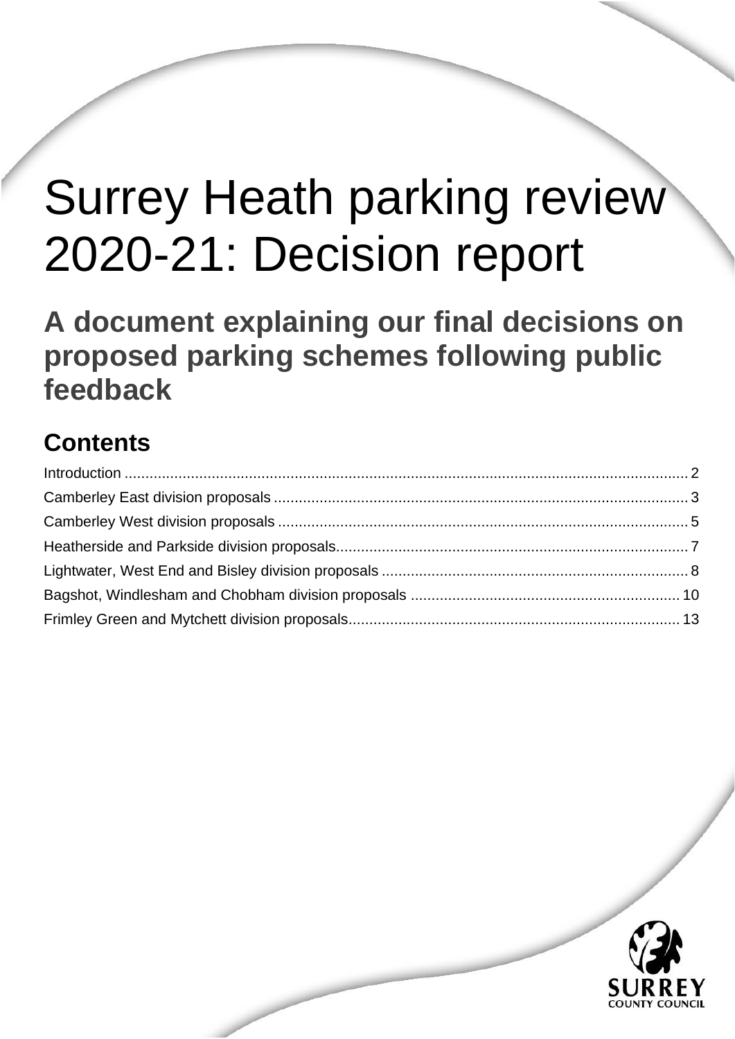# Surrey Heath parking review 2020-21: Decision report

## A document explaining our final decisions on proposed parking schemes following public feedback

## Contents

Introduction .......... 2
Camberley East division proposals .......... 3
Camberley West division proposals .......... 5
Heatherside and Parkside division proposals .......... 7
Lightwater, West End and Bisley division proposals .......... 8
Bagshot, Windlesham and Chobham division proposals .......... 10
Frimley Green and Mytchett division proposals .......... 13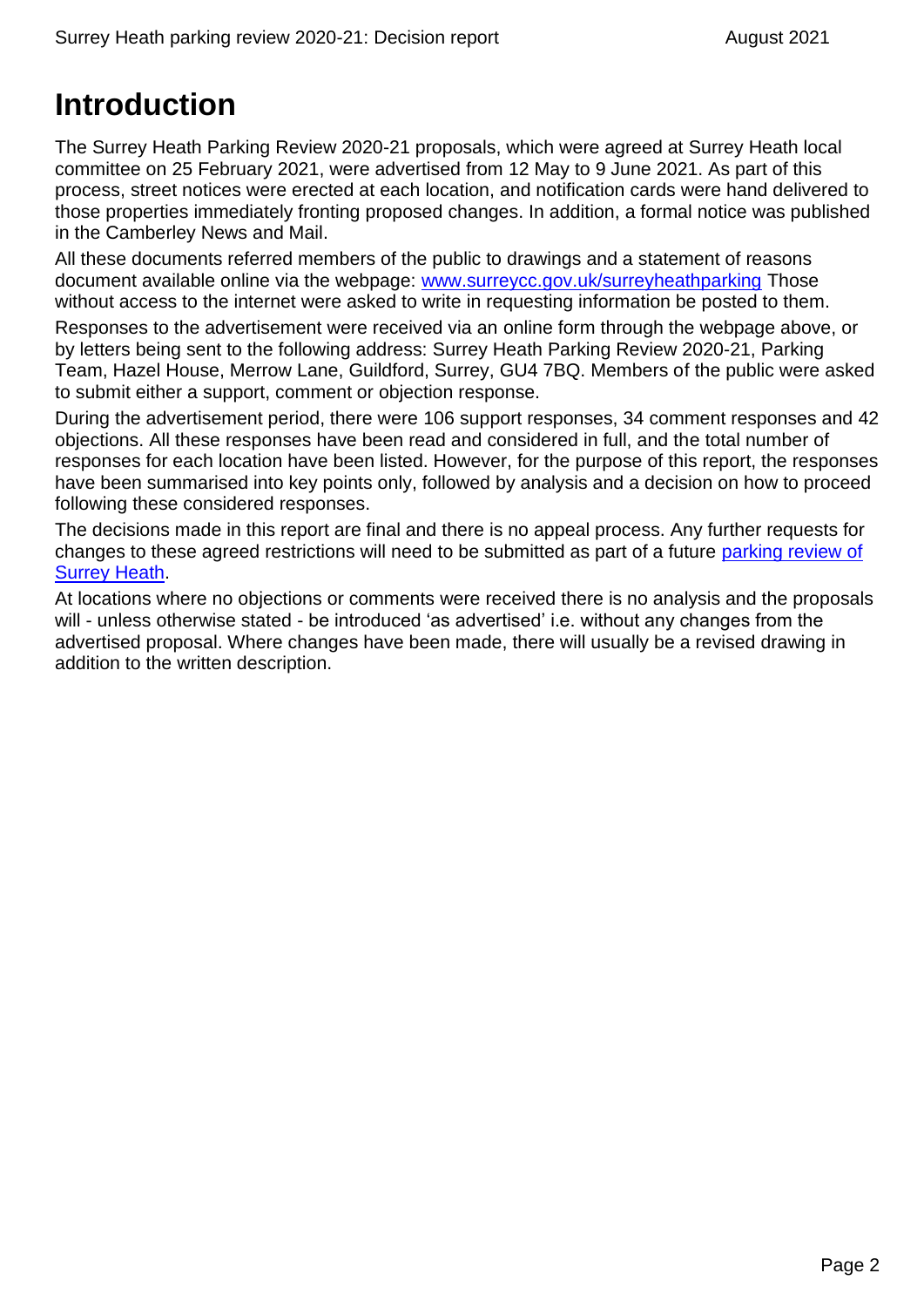# Introduction

The Surrey Heath Parking Review 2020-21 proposals, which were agreed at Surrey Heath local committee on 25 February 2021, were advertised from 12 May to 9 June 2021. As part of this process, street notices were erected at each location, and notification cards were hand delivered to those properties immediately fronting proposed changes. In addition, a formal notice was published in the Camberley News and Mail.

All these documents referred members of the public to drawings and a statement of reasons document available online via the webpage: [www.surreycc.gov.uk/surreyheathparking](www.surreycc.gov.uk/surreyheathparking) Those without access to the internet were asked to write in requesting information be posted to them.

Responses to the advertisement were received via an online form through the webpage above, or by letters being sent to the following address: Surrey Heath Parking Review 2020-21, Parking Team, Hazel House, Merrow Lane, Guildford, Surrey, GU4 7BQ. Members of the public were asked to submit either a support, comment or objection response.

During the advertisement period, there were 106 support responses, 34 comment responses and 42 objections. All these responses have been read and considered in full, and the total number of responses for each location have been listed. However, for the purpose of this report, the responses have been summarised into key points only, followed by analysis and a decision on how to proceed following these considered responses.

The decisions made in this report are final and there is no appeal process. Any further requests for changes to these agreed restrictions will need to be submitted as part of a future parking review of Surrey Heath.

At locations where no objections or comments were received there is no analysis and the proposals will - unless otherwise stated - be introduced 'as advertised' i.e. without any changes from the advertised proposal. Where changes have been made, there will usually be a revised drawing in addition to the written description.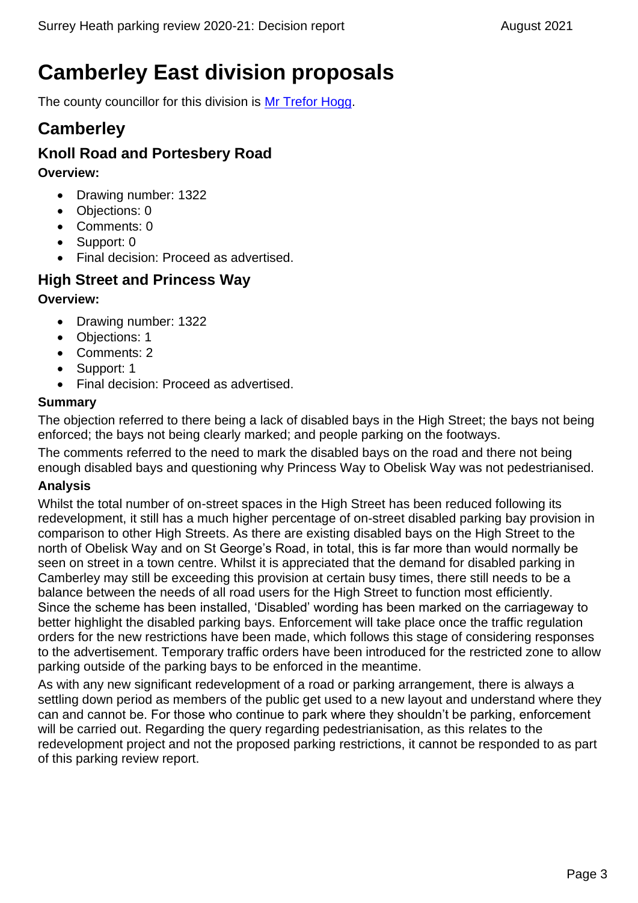# Camberley East division proposals

The county councillor for this division is [Mr Trefor Hogg].

## Camberley

### Knoll Road and Portesbery Road

**Overview:**

- Drawing number: 1322
- Objections: 0
- Comments: 0
- Support: 0
- Final decision: Proceed as advertised.

### High Street and Princess Way

**Overview:**

- Drawing number: 1322
- Objections: 1
- Comments: 2
- Support: 1
- Final decision: Proceed as advertised.

#### Summary

The objection referred to there being a lack of disabled bays in the High Street; the bays not being enforced; the bays not being clearly marked; and people parking on the footways.

The comments referred to the need to mark the disabled bays on the road and there not being enough disabled bays and questioning why Princess Way to Obelisk Way was not pedestrianised.

#### Analysis

Whilst the total number of on-street spaces in the High Street has been reduced following its redevelopment, it still has a much higher percentage of on-street disabled parking bay provision in comparison to other High Streets. As there are existing disabled bays on the High Street to the north of Obelisk Way and on St George's Road, in total, this is far more than would normally be seen on street in a town centre. Whilst it is appreciated that the demand for disabled parking in Camberley may still be exceeding this provision at certain busy times, there still needs to be a balance between the needs of all road users for the High Street to function most efficiently. Since the scheme has been installed, 'Disabled' wording has been marked on the carriageway to better highlight the disabled parking bays. Enforcement will take place once the traffic regulation orders for the new restrictions have been made, which follows this stage of considering responses to the advertisement. Temporary traffic orders have been introduced for the restricted zone to allow parking outside of the parking bays to be enforced in the meantime.

As with any new significant redevelopment of a road or parking arrangement, there is always a settling down period as members of the public get used to a new layout and understand where they can and cannot be. For those who continue to park where they shouldn't be parking, enforcement will be carried out. Regarding the query regarding pedestrianisation, as this relates to the redevelopment project and not the proposed parking restrictions, it cannot be responded to as part of this parking review report.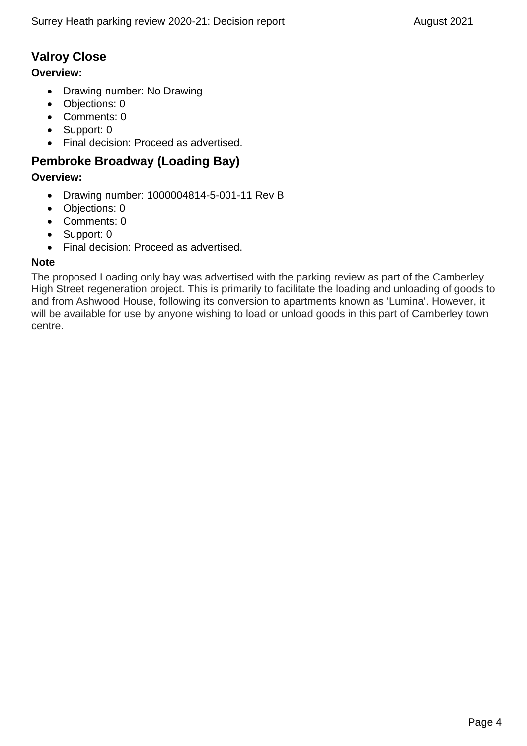## Valroy Close

**Overview:**

- Drawing number: No Drawing
- Objections: 0
- Comments: 0
- Support: 0
- Final decision: Proceed as advertised.

## Pembroke Broadway (Loading Bay)

**Overview:**

- Drawing number: 1000004814-5-001-11 Rev B
- Objections: 0
- Comments: 0
- Support: 0
- Final decision: Proceed as advertised.

**Note**

The proposed Loading only bay was advertised with the parking review as part of the Camberley High Street regeneration project. This is primarily to facilitate the loading and unloading of goods to and from Ashwood House, following its conversion to apartments known as 'Lumina'. However, it will be available for use by anyone wishing to load or unload goods in this part of Camberley town centre.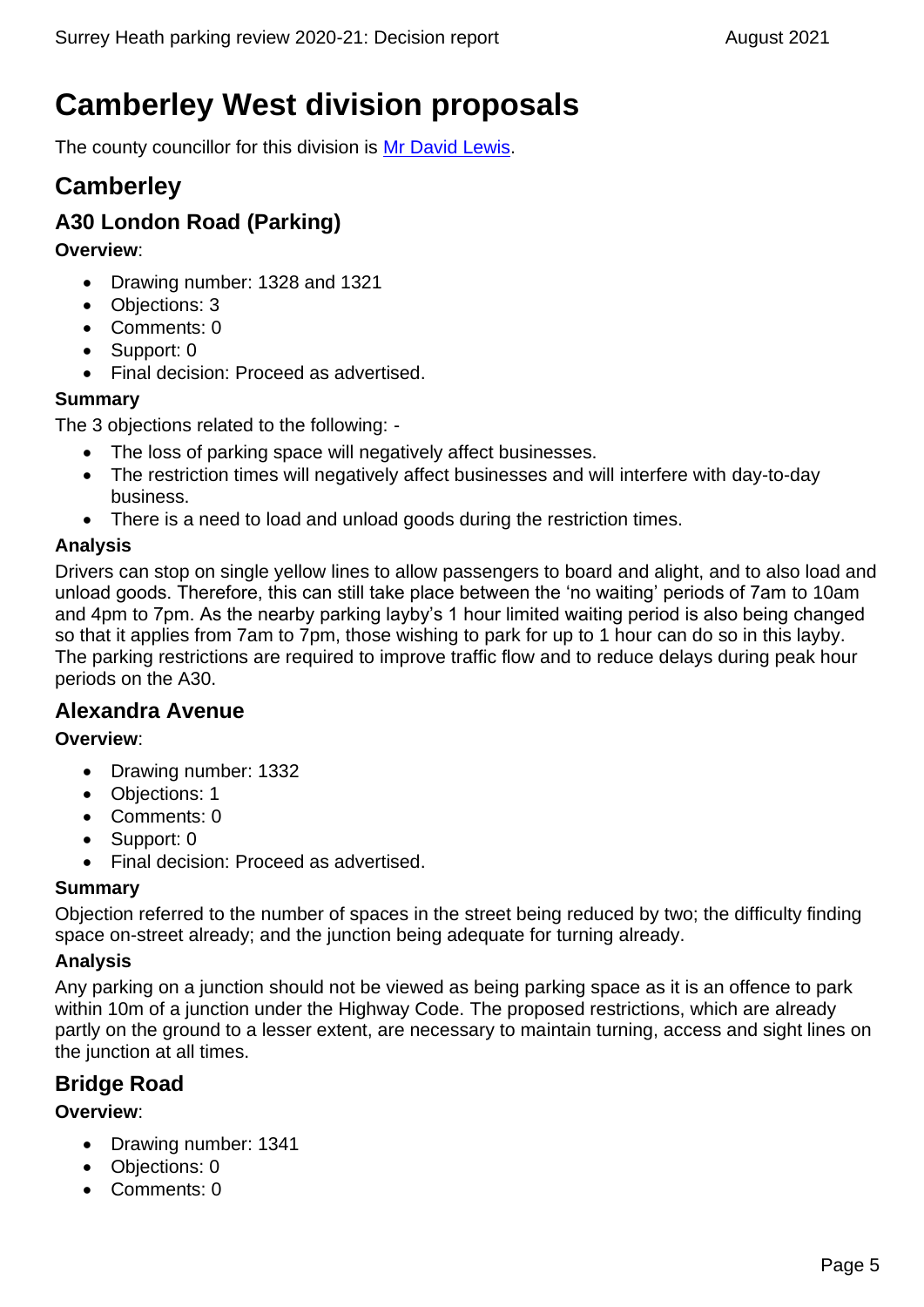# Camberley West division proposals

The county councillor for this division is [Mr David Lewis](Mr David Lewis).

## Camberley

### A30 London Road (Parking)

**Overview**:

- Drawing number: 1328 and 1321
- Objections: 3
- Comments: 0
- Support: 0
- Final decision: Proceed as advertised.

**Summary**

The 3 objections related to the following: -

- The loss of parking space will negatively affect businesses.
- The restriction times will negatively affect businesses and will interfere with day-to-day business.
- There is a need to load and unload goods during the restriction times.

**Analysis**

Drivers can stop on single yellow lines to allow passengers to board and alight, and to also load and unload goods. Therefore, this can still take place between the 'no waiting' periods of 7am to 10am and 4pm to 7pm. As the nearby parking layby's 1 hour limited waiting period is also being changed so that it applies from 7am to 7pm, those wishing to park for up to 1 hour can do so in this layby. The parking restrictions are required to improve traffic flow and to reduce delays during peak hour periods on the A30.

### Alexandra Avenue

**Overview**:

- Drawing number: 1332
- Objections: 1
- Comments: 0
- Support: 0
- Final decision: Proceed as advertised.

**Summary**

Objection referred to the number of spaces in the street being reduced by two; the difficulty finding space on-street already; and the junction being adequate for turning already.

**Analysis**

Any parking on a junction should not be viewed as being parking space as it is an offence to park within 10m of a junction under the Highway Code. The proposed restrictions, which are already partly on the ground to a lesser extent, are necessary to maintain turning, access and sight lines on the junction at all times.

### Bridge Road

**Overview**:

- Drawing number: 1341
- Objections: 0
- Comments: 0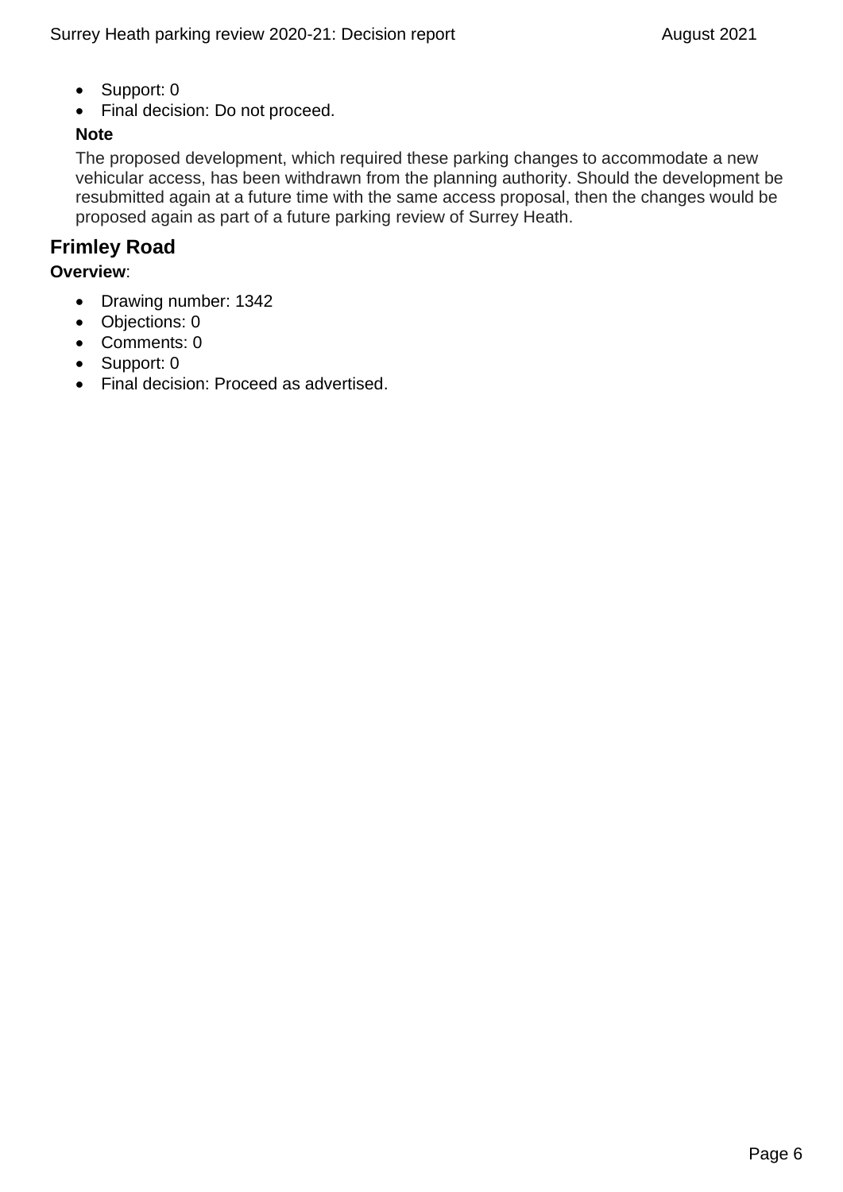- Support: 0
- Final decision: Do not proceed.

**Note**

The proposed development, which required these parking changes to accommodate a new vehicular access, has been withdrawn from the planning authority. Should the development be resubmitted again at a future time with the same access proposal, then the changes would be proposed again as part of a future parking review of Surrey Heath.

## Frimley Road

**Overview**:

- Drawing number: 1342
- Objections: 0
- Comments: 0
- Support: 0
- Final decision: Proceed as advertised.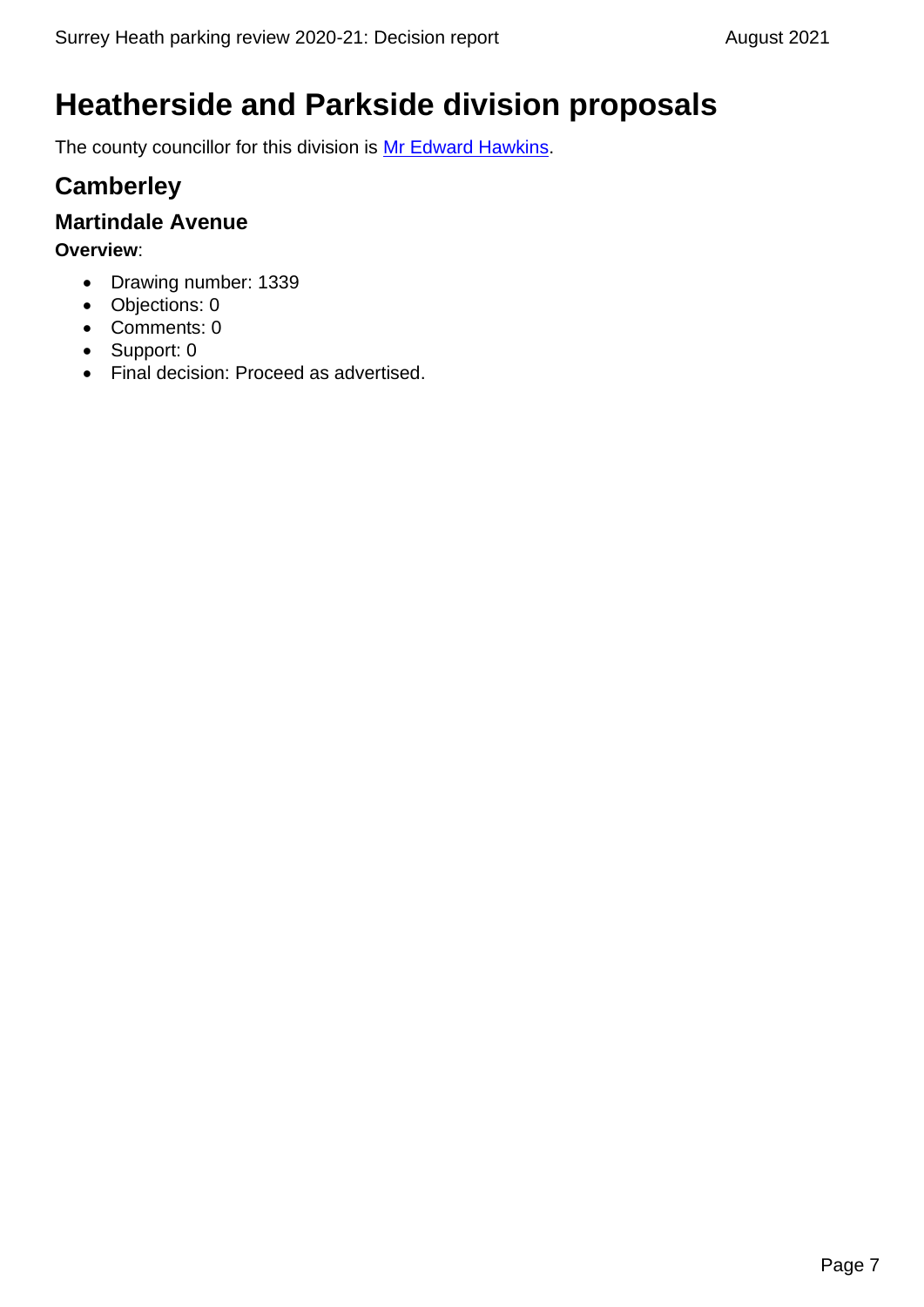# Heatherside and Parkside division proposals

The county councillor for this division is [Mr Edward Hawkins](#).

## Camberley

### Martindale Avenue

**Overview**:

- Drawing number: 1339
- Objections: 0
- Comments: 0
- Support: 0
- Final decision: Proceed as advertised.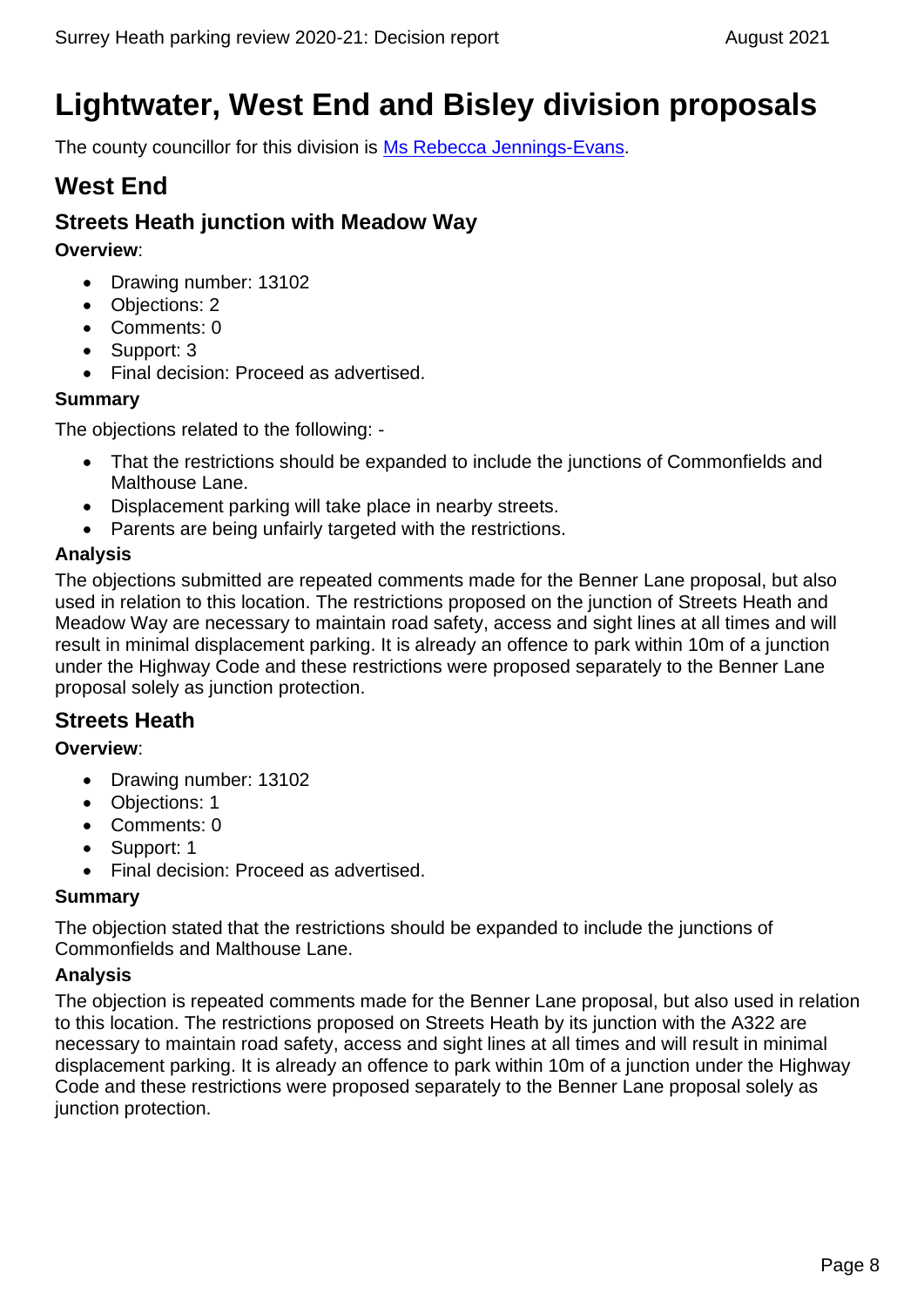# Lightwater, West End and Bisley division proposals

The county councillor for this division is [Ms Rebecca Jennings-Evans](Ms Rebecca Jennings-Evans).

## West End

### Streets Heath junction with Meadow Way

**Overview**:

- Drawing number: 13102
- Objections: 2
- Comments: 0
- Support: 3
- Final decision: Proceed as advertised.

**Summary**

The objections related to the following: -

- That the restrictions should be expanded to include the junctions of Commonfields and Malthouse Lane.
- Displacement parking will take place in nearby streets.
- Parents are being unfairly targeted with the restrictions.

**Analysis**

The objections submitted are repeated comments made for the Benner Lane proposal, but also used in relation to this location. The restrictions proposed on the junction of Streets Heath and Meadow Way are necessary to maintain road safety, access and sight lines at all times and will result in minimal displacement parking. It is already an offence to park within 10m of a junction under the Highway Code and these restrictions were proposed separately to the Benner Lane proposal solely as junction protection.

## Streets Heath

**Overview**:

- Drawing number: 13102
- Objections: 1
- Comments: 0
- Support: 1
- Final decision: Proceed as advertised.

**Summary**

The objection stated that the restrictions should be expanded to include the junctions of Commonfields and Malthouse Lane.

**Analysis**

The objection is repeated comments made for the Benner Lane proposal, but also used in relation to this location. The restrictions proposed on Streets Heath by its junction with the A322 are necessary to maintain road safety, access and sight lines at all times and will result in minimal displacement parking. It is already an offence to park within 10m of a junction under the Highway Code and these restrictions were proposed separately to the Benner Lane proposal solely as junction protection.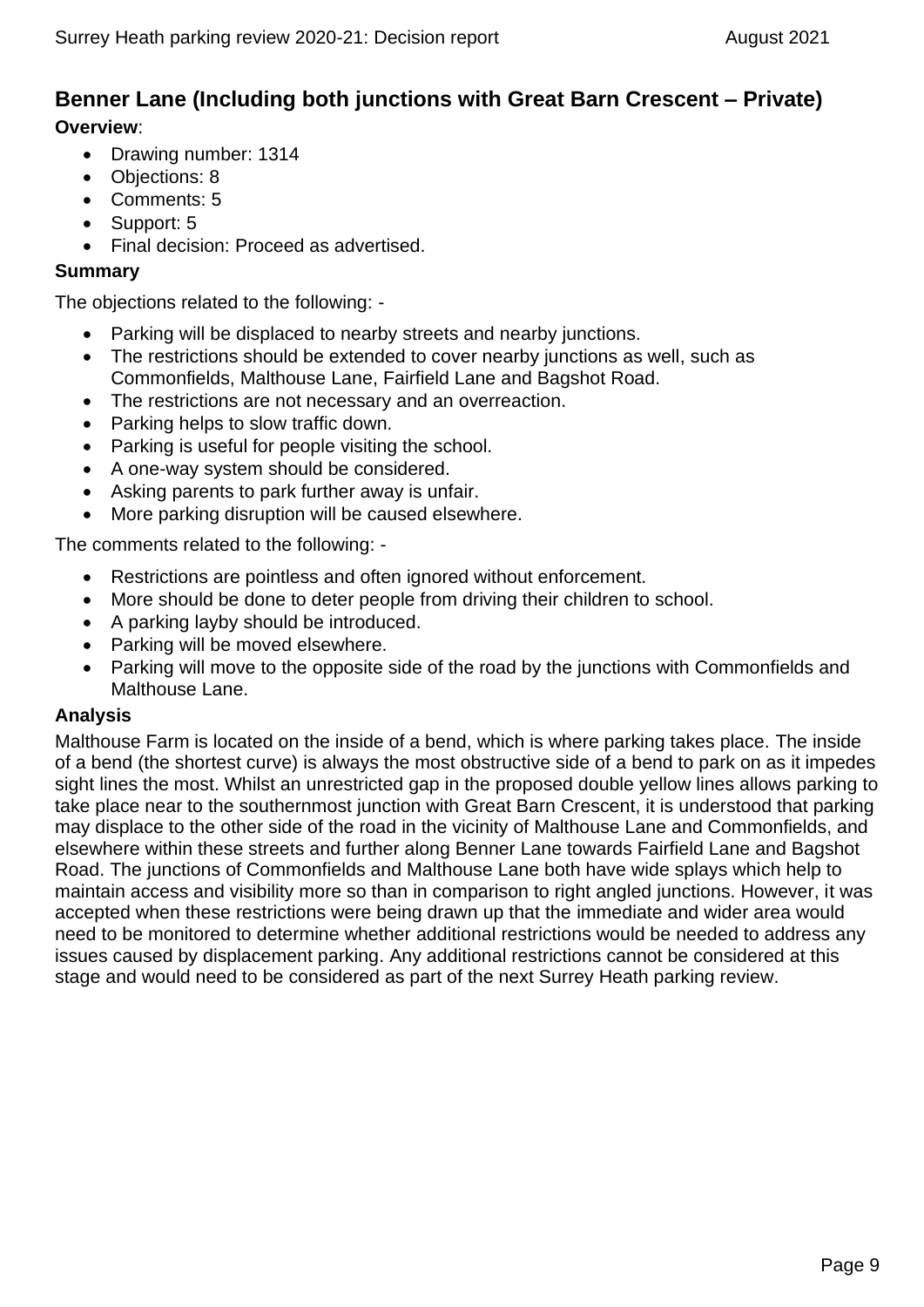## Benner Lane (Including both junctions with Great Barn Crescent – Private)

**Overview**:

- Drawing number: 1314
- Objections: 8
- Comments: 5
- Support: 5
- Final decision: Proceed as advertised.

**Summary**

The objections related to the following: -

- Parking will be displaced to nearby streets and nearby junctions.
- The restrictions should be extended to cover nearby junctions as well, such as Commonfields, Malthouse Lane, Fairfield Lane and Bagshot Road.
- The restrictions are not necessary and an overreaction.
- Parking helps to slow traffic down.
- Parking is useful for people visiting the school.
- A one-way system should be considered.
- Asking parents to park further away is unfair.
- More parking disruption will be caused elsewhere.

The comments related to the following: -

- Restrictions are pointless and often ignored without enforcement.
- More should be done to deter people from driving their children to school.
- A parking layby should be introduced.
- Parking will be moved elsewhere.
- Parking will move to the opposite side of the road by the junctions with Commonfields and Malthouse Lane.

**Analysis**

Malthouse Farm is located on the inside of a bend, which is where parking takes place. The inside of a bend (the shortest curve) is always the most obstructive side of a bend to park on as it impedes sight lines the most. Whilst an unrestricted gap in the proposed double yellow lines allows parking to take place near to the southernmost junction with Great Barn Crescent, it is understood that parking may displace to the other side of the road in the vicinity of Malthouse Lane and Commonfields, and elsewhere within these streets and further along Benner Lane towards Fairfield Lane and Bagshot Road. The junctions of Commonfields and Malthouse Lane both have wide splays which help to maintain access and visibility more so than in comparison to right angled junctions. However, it was accepted when these restrictions were being drawn up that the immediate and wider area would need to be monitored to determine whether additional restrictions would be needed to address any issues caused by displacement parking. Any additional restrictions cannot be considered at this stage and would need to be considered as part of the next Surrey Heath parking review.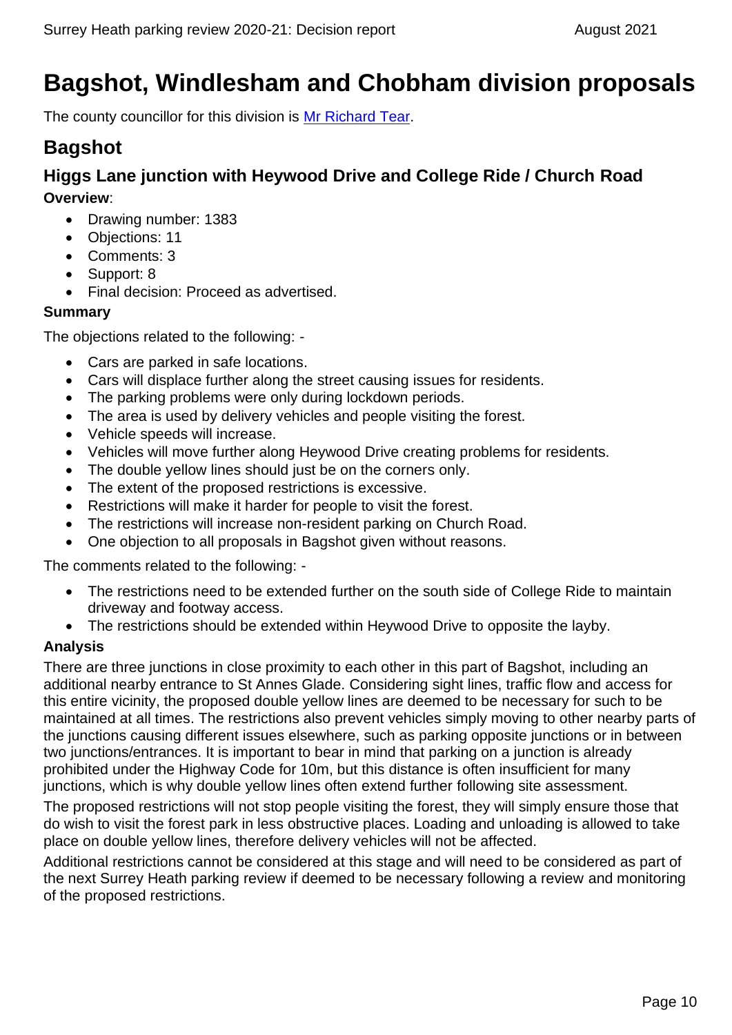# Bagshot, Windlesham and Chobham division proposals

The county councillor for this division is Mr Richard Tear.

## Bagshot

### Higgs Lane junction with Heywood Drive and College Ride / Church Road

**Overview**:

- Drawing number: 1383
- Objections: 11
- Comments: 3
- Support: 8
- Final decision: Proceed as advertised.

**Summary**

The objections related to the following: -

- Cars are parked in safe locations.
- Cars will displace further along the street causing issues for residents.
- The parking problems were only during lockdown periods.
- The area is used by delivery vehicles and people visiting the forest.
- Vehicle speeds will increase.
- Vehicles will move further along Heywood Drive creating problems for residents.
- The double yellow lines should just be on the corners only.
- The extent of the proposed restrictions is excessive.
- Restrictions will make it harder for people to visit the forest.
- The restrictions will increase non-resident parking on Church Road.
- One objection to all proposals in Bagshot given without reasons.

The comments related to the following: -

- The restrictions need to be extended further on the south side of College Ride to maintain driveway and footway access.
- The restrictions should be extended within Heywood Drive to opposite the layby.

**Analysis**

There are three junctions in close proximity to each other in this part of Bagshot, including an additional nearby entrance to St Annes Glade. Considering sight lines, traffic flow and access for this entire vicinity, the proposed double yellow lines are deemed to be necessary for such to be maintained at all times. The restrictions also prevent vehicles simply moving to other nearby parts of the junctions causing different issues elsewhere, such as parking opposite junctions or in between two junctions/entrances. It is important to bear in mind that parking on a junction is already prohibited under the Highway Code for 10m, but this distance is often insufficient for many junctions, which is why double yellow lines often extend further following site assessment.

The proposed restrictions will not stop people visiting the forest, they will simply ensure those that do wish to visit the forest park in less obstructive places. Loading and unloading is allowed to take place on double yellow lines, therefore delivery vehicles will not be affected.

Additional restrictions cannot be considered at this stage and will need to be considered as part of the next Surrey Heath parking review if deemed to be necessary following a review and monitoring of the proposed restrictions.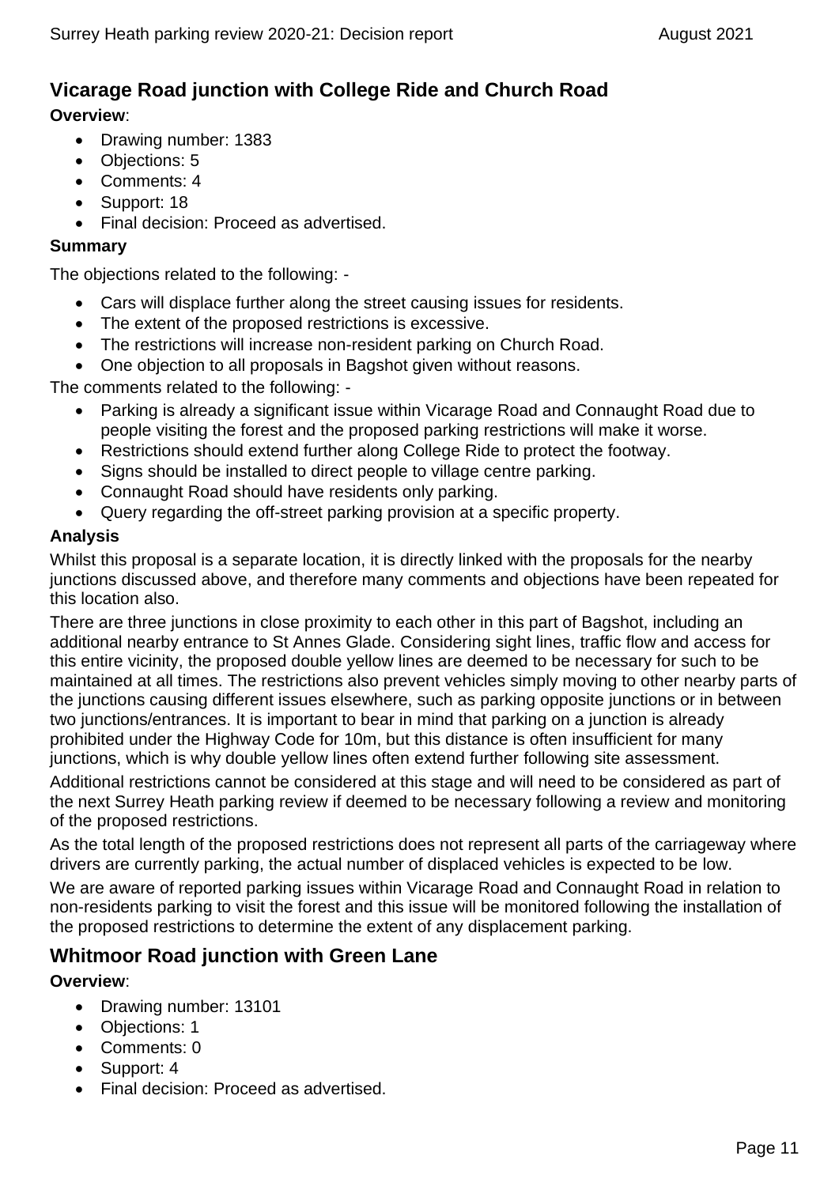## Vicarage Road junction with College Ride and Church Road

**Overview**:

- Drawing number: 1383
- Objections: 5
- Comments: 4
- Support: 18
- Final decision: Proceed as advertised.

**Summary**

The objections related to the following: -

- Cars will displace further along the street causing issues for residents.
- The extent of the proposed restrictions is excessive.
- The restrictions will increase non-resident parking on Church Road.
- One objection to all proposals in Bagshot given without reasons.

The comments related to the following: -

- Parking is already a significant issue within Vicarage Road and Connaught Road due to people visiting the forest and the proposed parking restrictions will make it worse.
- Restrictions should extend further along College Ride to protect the footway.
- Signs should be installed to direct people to village centre parking.
- Connaught Road should have residents only parking.
- Query regarding the off-street parking provision at a specific property.

**Analysis**

Whilst this proposal is a separate location, it is directly linked with the proposals for the nearby junctions discussed above, and therefore many comments and objections have been repeated for this location also.

There are three junctions in close proximity to each other in this part of Bagshot, including an additional nearby entrance to St Annes Glade. Considering sight lines, traffic flow and access for this entire vicinity, the proposed double yellow lines are deemed to be necessary for such to be maintained at all times. The restrictions also prevent vehicles simply moving to other nearby parts of the junctions causing different issues elsewhere, such as parking opposite junctions or in between two junctions/entrances. It is important to bear in mind that parking on a junction is already prohibited under the Highway Code for 10m, but this distance is often insufficient for many junctions, which is why double yellow lines often extend further following site assessment.

Additional restrictions cannot be considered at this stage and will need to be considered as part of the next Surrey Heath parking review if deemed to be necessary following a review and monitoring of the proposed restrictions.

As the total length of the proposed restrictions does not represent all parts of the carriageway where drivers are currently parking, the actual number of displaced vehicles is expected to be low.

We are aware of reported parking issues within Vicarage Road and Connaught Road in relation to non-residents parking to visit the forest and this issue will be monitored following the installation of the proposed restrictions to determine the extent of any displacement parking.

## Whitmoor Road junction with Green Lane

**Overview**:

- Drawing number: 13101
- Objections: 1
- Comments: 0
- Support: 4
- Final decision: Proceed as advertised.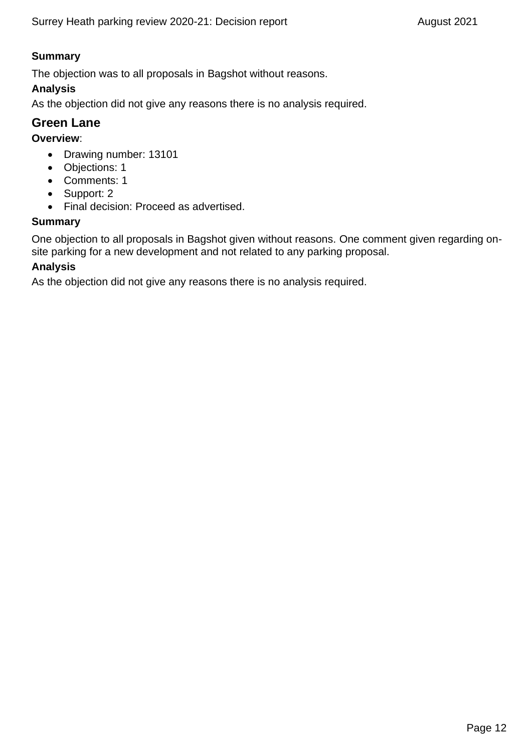**Summary**

The objection was to all proposals in Bagshot without reasons.

**Analysis**

As the objection did not give any reasons there is no analysis required.

## Green Lane

**Overview**:

- Drawing number: 13101
- Objections: 1
- Comments: 1
- Support: 2
- Final decision: Proceed as advertised.

**Summary**

One objection to all proposals in Bagshot given without reasons. One comment given regarding on-site parking for a new development and not related to any parking proposal.

**Analysis**

As the objection did not give any reasons there is no analysis required.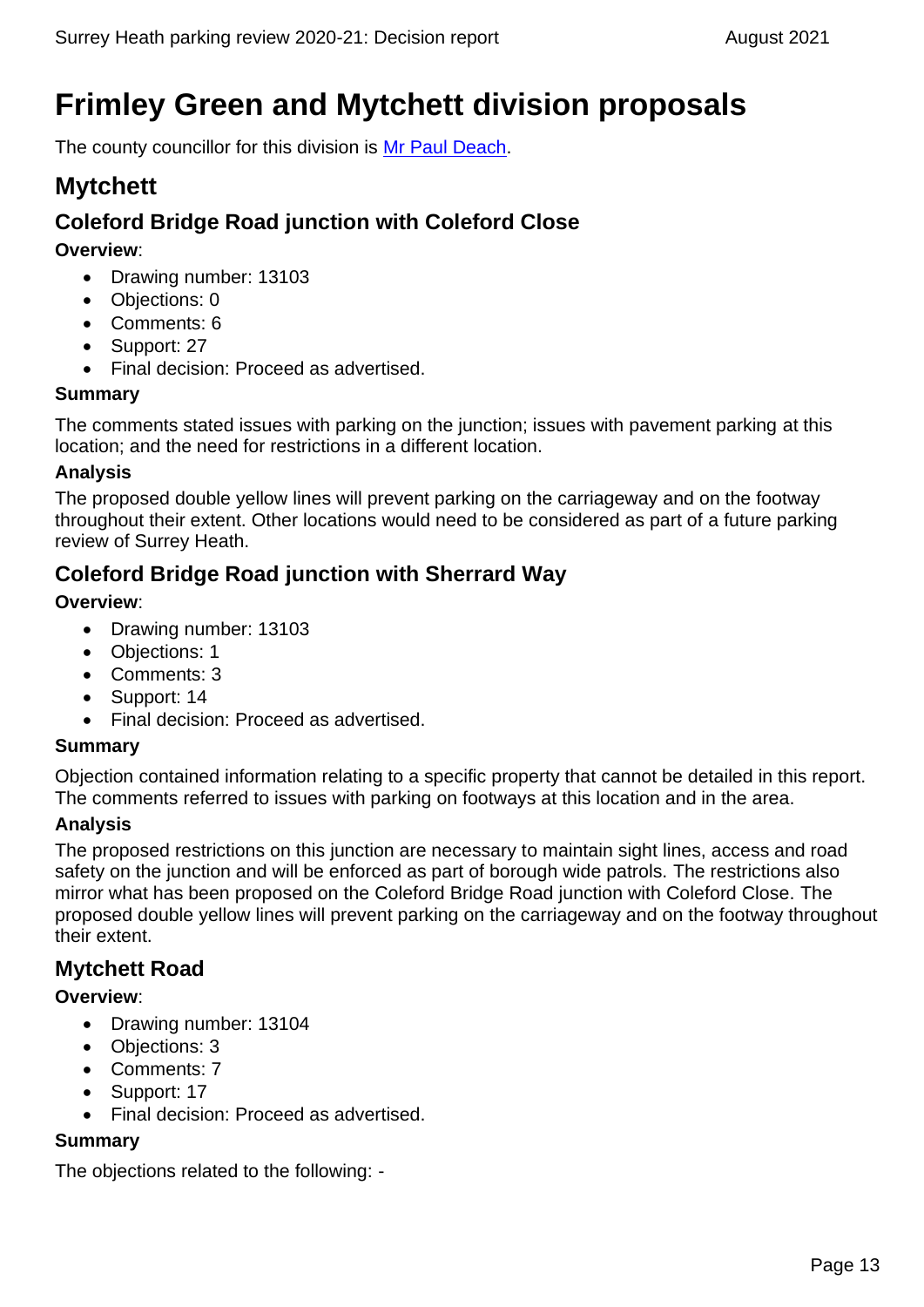# Frimley Green and Mytchett division proposals

The county councillor for this division is [Mr Paul Deach](Mr Paul Deach).

## Mytchett

### Coleford Bridge Road junction with Coleford Close

**Overview**:

- Drawing number: 13103
- Objections: 0
- Comments: 6
- Support: 27
- Final decision: Proceed as advertised.

**Summary**

The comments stated issues with parking on the junction; issues with pavement parking at this location; and the need for restrictions in a different location.

**Analysis**

The proposed double yellow lines will prevent parking on the carriageway and on the footway throughout their extent. Other locations would need to be considered as part of a future parking review of Surrey Heath.

### Coleford Bridge Road junction with Sherrard Way

**Overview**:

- Drawing number: 13103
- Objections: 1
- Comments: 3
- Support: 14
- Final decision: Proceed as advertised.

**Summary**

Objection contained information relating to a specific property that cannot be detailed in this report. The comments referred to issues with parking on footways at this location and in the area.

**Analysis**

The proposed restrictions on this junction are necessary to maintain sight lines, access and road safety on the junction and will be enforced as part of borough wide patrols. The restrictions also mirror what has been proposed on the Coleford Bridge Road junction with Coleford Close. The proposed double yellow lines will prevent parking on the carriageway and on the footway throughout their extent.

### Mytchett Road

**Overview**:

- Drawing number: 13104
- Objections: 3
- Comments: 7
- Support: 17
- Final decision: Proceed as advertised.

**Summary**

The objections related to the following: -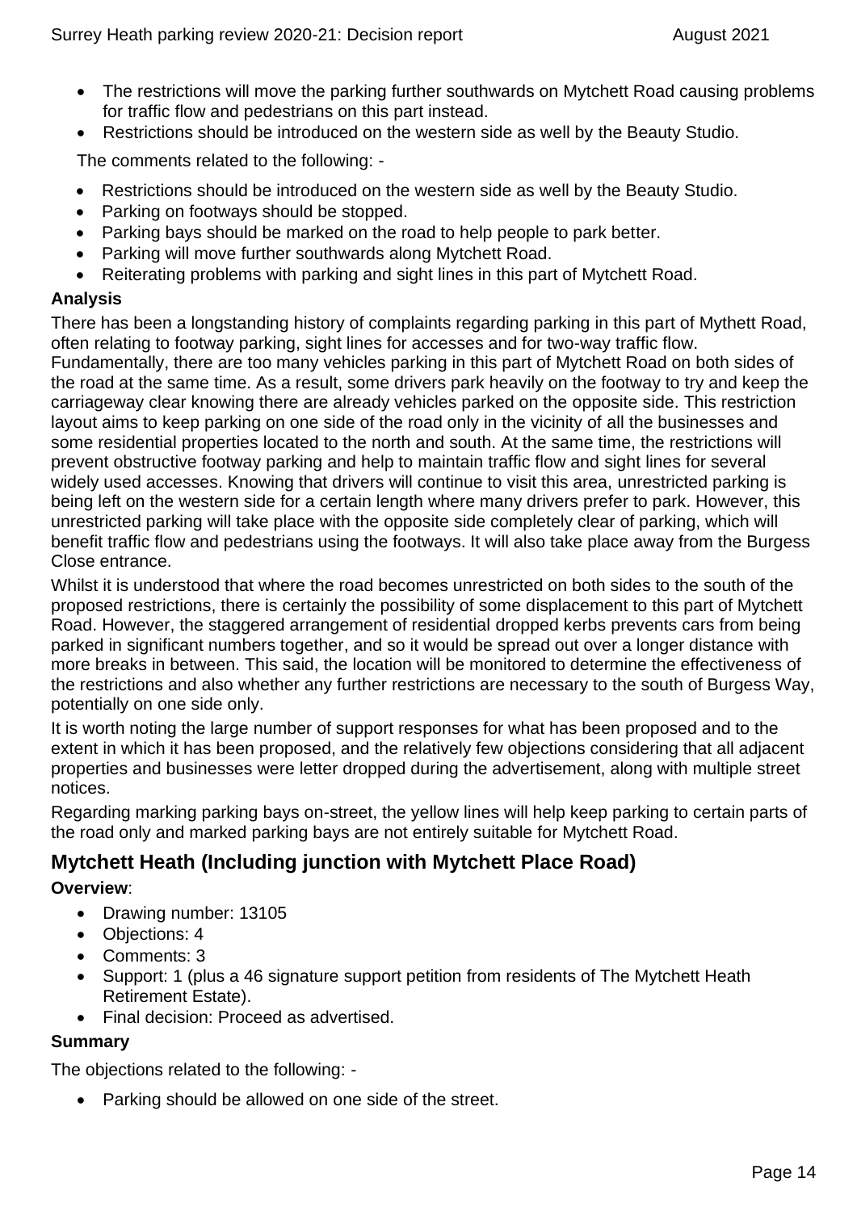- The restrictions will move the parking further southwards on Mytchett Road causing problems for traffic flow and pedestrians on this part instead.
- Restrictions should be introduced on the western side as well by the Beauty Studio.

The comments related to the following: -

- Restrictions should be introduced on the western side as well by the Beauty Studio.
- Parking on footways should be stopped.
- Parking bays should be marked on the road to help people to park better.
- Parking will move further southwards along Mytchett Road.
- Reiterating problems with parking and sight lines in this part of Mytchett Road.

**Analysis**

There has been a longstanding history of complaints regarding parking in this part of Mythett Road, often relating to footway parking, sight lines for accesses and for two-way traffic flow. Fundamentally, there are too many vehicles parking in this part of Mytchett Road on both sides of the road at the same time. As a result, some drivers park heavily on the footway to try and keep the carriageway clear knowing there are already vehicles parked on the opposite side. This restriction layout aims to keep parking on one side of the road only in the vicinity of all the businesses and some residential properties located to the north and south. At the same time, the restrictions will prevent obstructive footway parking and help to maintain traffic flow and sight lines for several widely used accesses. Knowing that drivers will continue to visit this area, unrestricted parking is being left on the western side for a certain length where many drivers prefer to park. However, this unrestricted parking will take place with the opposite side completely clear of parking, which will benefit traffic flow and pedestrians using the footways. It will also take place away from the Burgess Close entrance.

Whilst it is understood that where the road becomes unrestricted on both sides to the south of the proposed restrictions, there is certainly the possibility of some displacement to this part of Mytchett Road. However, the staggered arrangement of residential dropped kerbs prevents cars from being parked in significant numbers together, and so it would be spread out over a longer distance with more breaks in between. This said, the location will be monitored to determine the effectiveness of the restrictions and also whether any further restrictions are necessary to the south of Burgess Way, potentially on one side only.

It is worth noting the large number of support responses for what has been proposed and to the extent in which it has been proposed, and the relatively few objections considering that all adjacent properties and businesses were letter dropped during the advertisement, along with multiple street notices.

Regarding marking parking bays on-street, the yellow lines will help keep parking to certain parts of the road only and marked parking bays are not entirely suitable for Mytchett Road.

## Mytchett Heath (Including junction with Mytchett Place Road)

**Overview**:

- Drawing number: 13105
- Objections: 4
- Comments: 3
- Support: 1 (plus a 46 signature support petition from residents of The Mytchett Heath Retirement Estate).
- Final decision: Proceed as advertised.

**Summary**

The objections related to the following: -

- Parking should be allowed on one side of the street.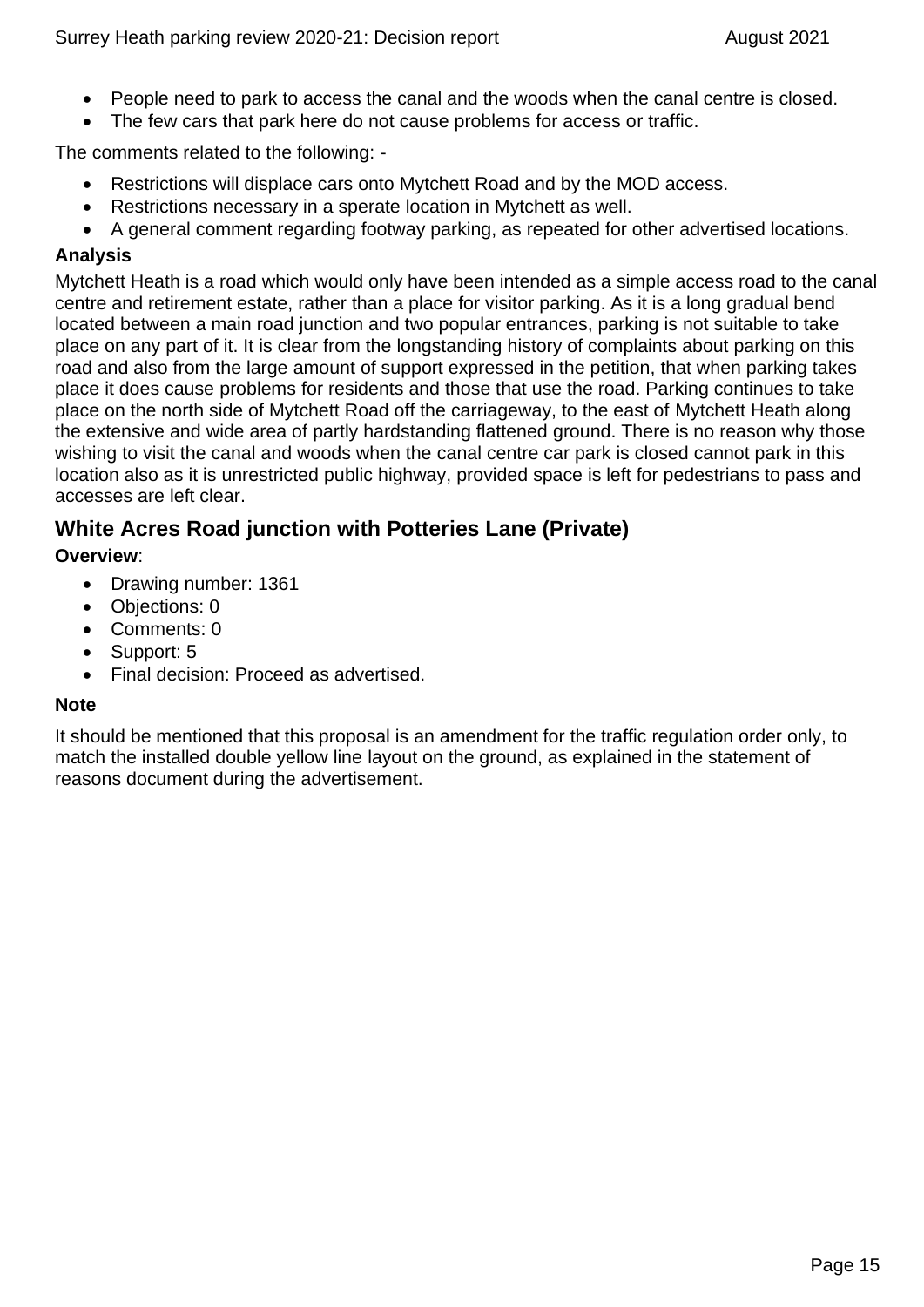- People need to park to access the canal and the woods when the canal centre is closed.
- The few cars that park here do not cause problems for access or traffic.

The comments related to the following: -

- Restrictions will displace cars onto Mytchett Road and by the MOD access.
- Restrictions necessary in a sperate location in Mytchett as well.
- A general comment regarding footway parking, as repeated for other advertised locations.

**Analysis**

Mytchett Heath is a road which would only have been intended as a simple access road to the canal centre and retirement estate, rather than a place for visitor parking. As it is a long gradual bend located between a main road junction and two popular entrances, parking is not suitable to take place on any part of it. It is clear from the longstanding history of complaints about parking on this road and also from the large amount of support expressed in the petition, that when parking takes place it does cause problems for residents and those that use the road. Parking continues to take place on the north side of Mytchett Road off the carriageway, to the east of Mytchett Heath along the extensive and wide area of partly hardstanding flattened ground. There is no reason why those wishing to visit the canal and woods when the canal centre car park is closed cannot park in this location also as it is unrestricted public highway, provided space is left for pedestrians to pass and accesses are left clear.

## White Acres Road junction with Potteries Lane (Private)

**Overview**:

- Drawing number: 1361
- Objections: 0
- Comments: 0
- Support: 5
- Final decision: Proceed as advertised.

**Note**

It should be mentioned that this proposal is an amendment for the traffic regulation order only, to match the installed double yellow line layout on the ground, as explained in the statement of reasons document during the advertisement.